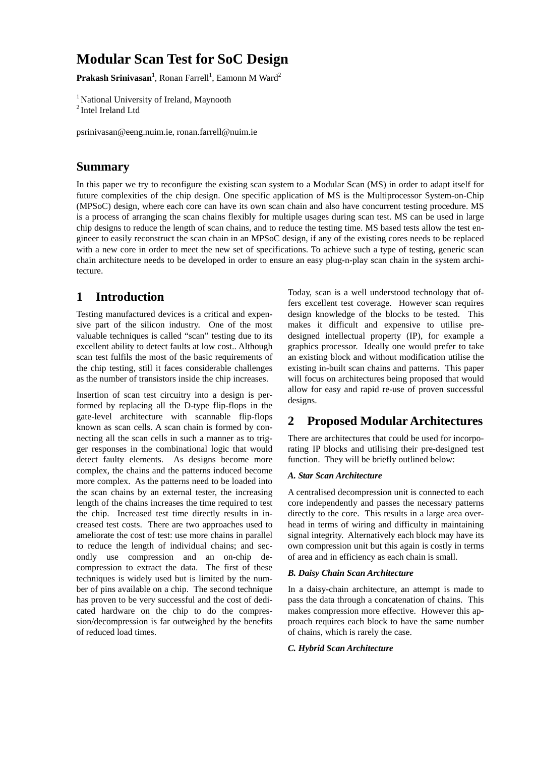# Modular Scan Test for SoC Design

**Prakash Srinivasan[1]**, Ronan Farrell[1], Eamonn M Ward[2]

[1] National University of Ireland, Maynooth
[2] Intel Ireland Ltd

psrinivasan@eeng.nuim.ie, ronan.farrell@nuim.ie

## Summary

In this paper we try to reconfigure the existing scan system to a Modular Scan (MS) in order to adapt itself for future complexities of the chip design. One specific application of MS is the Multiprocessor System-on-Chip (MPSoC) design, where each core can have its own scan chain and also have concurrent testing procedure. MS is a process of arranging the scan chains flexibly for multiple usages during scan test. MS can be used in large chip designs to reduce the length of scan chains, and to reduce the testing time. MS based tests allow the test engineer to easily reconstruct the scan chain in an MPSoC design, if any of the existing cores needs to be replaced with a new core in order to meet the new set of specifications. To achieve such a type of testing, generic scan chain architecture needs to be developed in order to ensure an easy plug-n-play scan chain in the system architecture.

## 1 Introduction

Testing manufactured devices is a critical and expensive part of the silicon industry. One of the most valuable techniques is called "scan" testing due to its excellent ability to detect faults at low cost.. Although scan test fulfils the most of the basic requirements of the chip testing, still it faces considerable challenges as the number of transistors inside the chip increases.

Insertion of scan test circuitry into a design is performed by replacing all the D-type flip-flops in the gate-level architecture with scannable flip-flops known as scan cells. A scan chain is formed by connecting all the scan cells in such a manner as to trigger responses in the combinational logic that would detect faulty elements. As designs become more complex, the chains and the patterns induced become more complex. As the patterns need to be loaded into the scan chains by an external tester, the increasing length of the chains increases the time required to test the chip. Increased test time directly results in increased test costs. There are two approaches used to ameliorate the cost of test: use more chains in parallel to reduce the length of individual chains; and secondly use compression and an on-chip decompression to extract the data. The first of these techniques is widely used but is limited by the number of pins available on a chip. The second technique has proven to be very successful and the cost of dedicated hardware on the chip to do the compression/decompression is far outweighed by the benefits of reduced load times.

Today, scan is a well understood technology that offers excellent test coverage. However scan requires design knowledge of the blocks to be tested. This makes it difficult and expensive to utilise pre-designed intellectual property (IP), for example a graphics processor. Ideally one would prefer to take an existing block and without modification utilise the existing in-built scan chains and patterns. This paper will focus on architectures being proposed that would allow for easy and rapid re-use of proven successful designs.

## 2 Proposed Modular Architectures

There are architectures that could be used for incorporating IP blocks and utilising their pre-designed test function. They will be briefly outlined below:

***A. Star Scan Architecture***

A centralised decompression unit is connected to each core independently and passes the necessary patterns directly to the core. This results in a large area overhead in terms of wiring and difficulty in maintaining signal integrity. Alternatively each block may have its own compression unit but this again is costly in terms of area and in efficiency as each chain is small.

***B. Daisy Chain Scan Architecture***

In a daisy-chain architecture, an attempt is made to pass the data through a concatenation of chains. This makes compression more effective. However this approach requires each block to have the same number of chains, which is rarely the case.

***C. Hybrid Scan Architecture***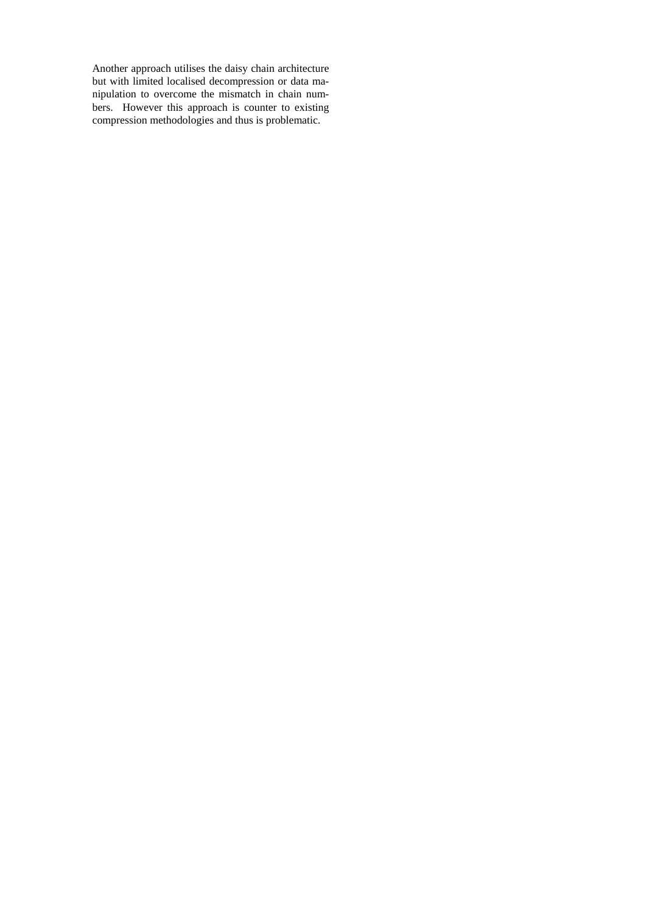Another approach utilises the daisy chain architecture but with limited localised decompression or data manipulation to overcome the mismatch in chain numbers. However this approach is counter to existing compression methodologies and thus is problematic.